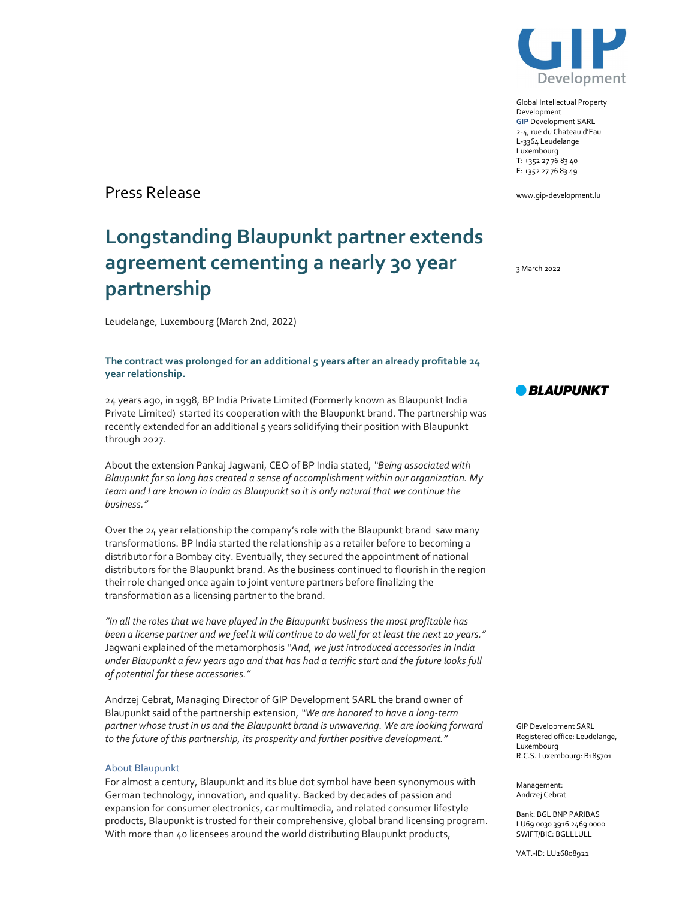Global Intellectual Property Development
GIP Development SARL
2-4, rue du Chateau d'Eau
L-3364 Leudelange
Luxembourg
T: +352 27 76 83 40
F: +352 27 76 83 49

www.gip-development.lu

Press Release

# Longstanding Blaupunkt partner extends agreement cementing a nearly 30 year partnership

3 March 2022

Leudelange, Luxembourg (March 2nd, 2022)

**The contract was prolonged for an additional 5 years after an already profitable 24 year relationship.**

24 years ago, in 1998, BP India Private Limited (Formerly known as Blaupunkt India Private Limited) started its cooperation with the Blaupunkt brand. The partnership was recently extended for an additional 5 years solidifying their position with Blaupunkt through 2027.

About the extension Pankaj Jagwani, CEO of BP India stated, *"Being associated with Blaupunkt for so long has created a sense of accomplishment within our organization. My team and I are known in India as Blaupunkt so it is only natural that we continue the business."*

Over the 24 year relationship the company's role with the Blaupunkt brand saw many transformations. BP India started the relationship as a retailer before to becoming a distributor for a Bombay city. Eventually, they secured the appointment of national distributors for the Blaupunkt brand. As the business continued to flourish in the region their role changed once again to joint venture partners before finalizing the transformation as a licensing partner to the brand.

*"In all the roles that we have played in the Blaupunkt business the most profitable has been a license partner and we feel it will continue to do well for at least the next 10 years."* Jagwani explained of the metamorphosis *"And, we just introduced accessories in India under Blaupunkt a few years ago and that has had a terrific start and the future looks full of potential for these accessories."*

Andrzej Cebrat, Managing Director of GIP Development SARL the brand owner of Blaupunkt said of the partnership extension, *"We are honored to have a long-term partner whose trust in us and the Blaupunkt brand is unwavering. We are looking forward to the future of this partnership, its prosperity and further positive development."*

## About Blaupunkt

For almost a century, Blaupunkt and its blue dot symbol have been synonymous with German technology, innovation, and quality. Backed by decades of passion and expansion for consumer electronics, car multimedia, and related consumer lifestyle products, Blaupunkt is trusted for their comprehensive, global brand licensing program. With more than 40 licensees around the world distributing Blaupunkt products,

GIP Development SARL
Registered office: Leudelange, Luxembourg
R.C.S. Luxembourg: B185701

Management:
Andrzej Cebrat

Bank: BGL BNP PARIBAS
LU69 0030 3916 2469 0000
SWIFT/BIC: BGLLLULL

VAT.-ID: LU26808921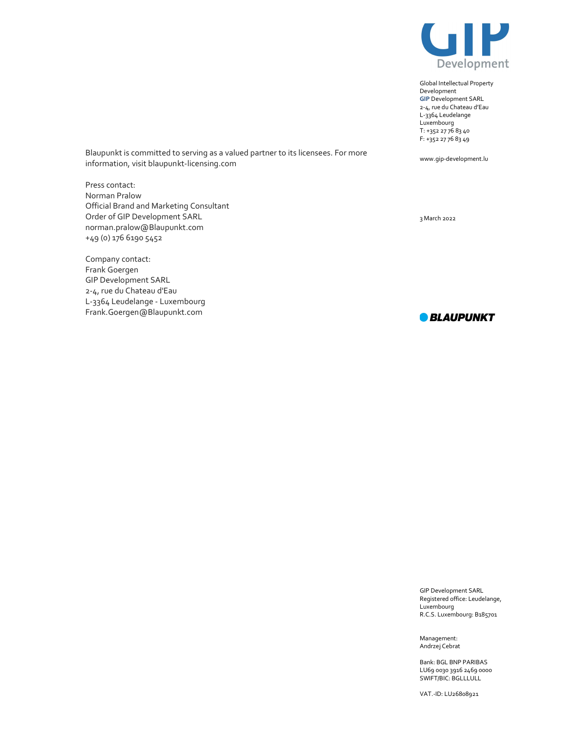Global Intellectual Property Development
GIP Development SARL
2-4, rue du Chateau d'Eau
L-3364 Leudelange
Luxembourg
T: +352 27 76 83 40
F: +352 27 76 83 49

www.gip-development.lu

3 March 2022

Blaupunkt is committed to serving as a valued partner to its licensees. For more information, visit blaupunkt-licensing.com

Press contact:
Norman Pralow
Official Brand and Marketing Consultant
Order of GIP Development SARL
norman.pralow@Blaupunkt.com
+49 (0) 176 6190 5452

Company contact:
Frank Goergen
GIP Development SARL
2-4, rue du Chateau d'Eau
L-3364 Leudelange - Luxembourg
Frank.Goergen@Blaupunkt.com

GIP Development SARL
Registered office: Leudelange, Luxembourg
R.C.S. Luxembourg: B185701

Management:
Andrzej Cebrat

Bank: BGL BNP PARIBAS
LU69 0030 3916 2469 0000
SWIFT/BIC: BGLLLULL

VAT.-ID: LU26808921